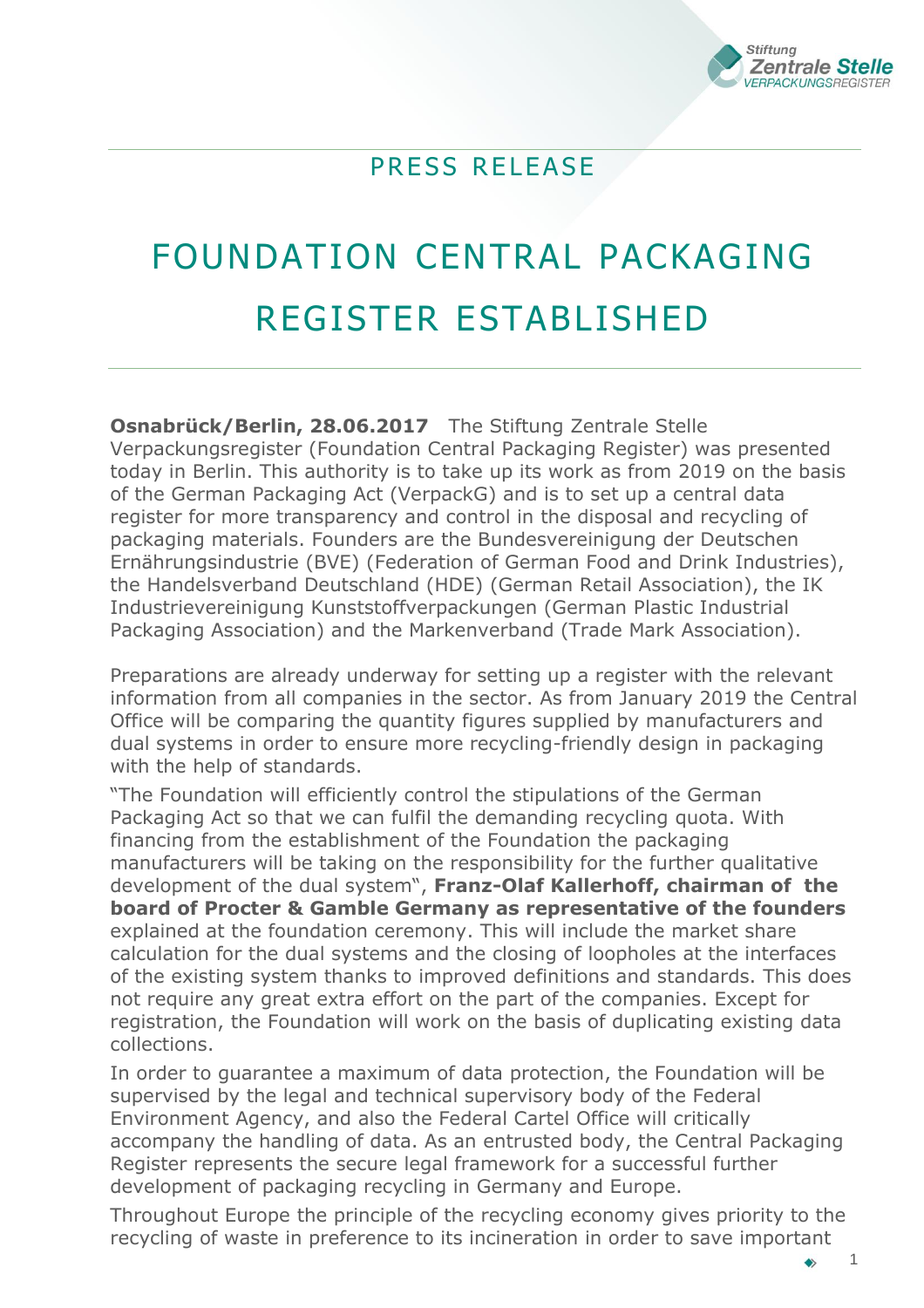PRESS RELEASE

# FOUNDATION CENTRAL PACKAGING REGISTER ESTABLISHED

**Osnabrück/Berlin, 28.06.2017** The Stiftung Zentrale Stelle Verpackungsregister (Foundation Central Packaging Register) was presented today in Berlin. This authority is to take up its work as from 2019 on the basis of the German Packaging Act (VerpackG) and is to set up a central data register for more transparency and control in the disposal and recycling of packaging materials. Founders are the Bundesvereinigung der Deutschen Ernährungsindustrie (BVE) (Federation of German Food and Drink Industries), the Handelsverband Deutschland (HDE) (German Retail Association), the IK Industrievereinigung Kunststoffverpackungen (German Plastic Industrial Packaging Association) and the Markenverband (Trade Mark Association).

Preparations are already underway for setting up a register with the relevant information from all companies in the sector. As from January 2019 the Central Office will be comparing the quantity figures supplied by manufacturers and dual systems in order to ensure more recycling-friendly design in packaging with the help of standards.

"The Foundation will efficiently control the stipulations of the German Packaging Act so that we can fulfil the demanding recycling quota. With financing from the establishment of the Foundation the packaging manufacturers will be taking on the responsibility for the further qualitative development of the dual system", **Franz-Olaf Kallerhoff, chairman of the board of Procter & Gamble Germany as representative of the founders** explained at the foundation ceremony. This will include the market share calculation for the dual systems and the closing of loopholes at the interfaces of the existing system thanks to improved definitions and standards. This does not require any great extra effort on the part of the companies. Except for registration, the Foundation will work on the basis of duplicating existing data collections.

In order to guarantee a maximum of data protection, the Foundation will be supervised by the legal and technical supervisory body of the Federal Environment Agency, and also the Federal Cartel Office will critically accompany the handling of data. As an entrusted body, the Central Packaging Register represents the secure legal framework for a successful further development of packaging recycling in Germany and Europe.

Throughout Europe the principle of the recycling economy gives priority to the recycling of waste in preference to its incineration in order to save important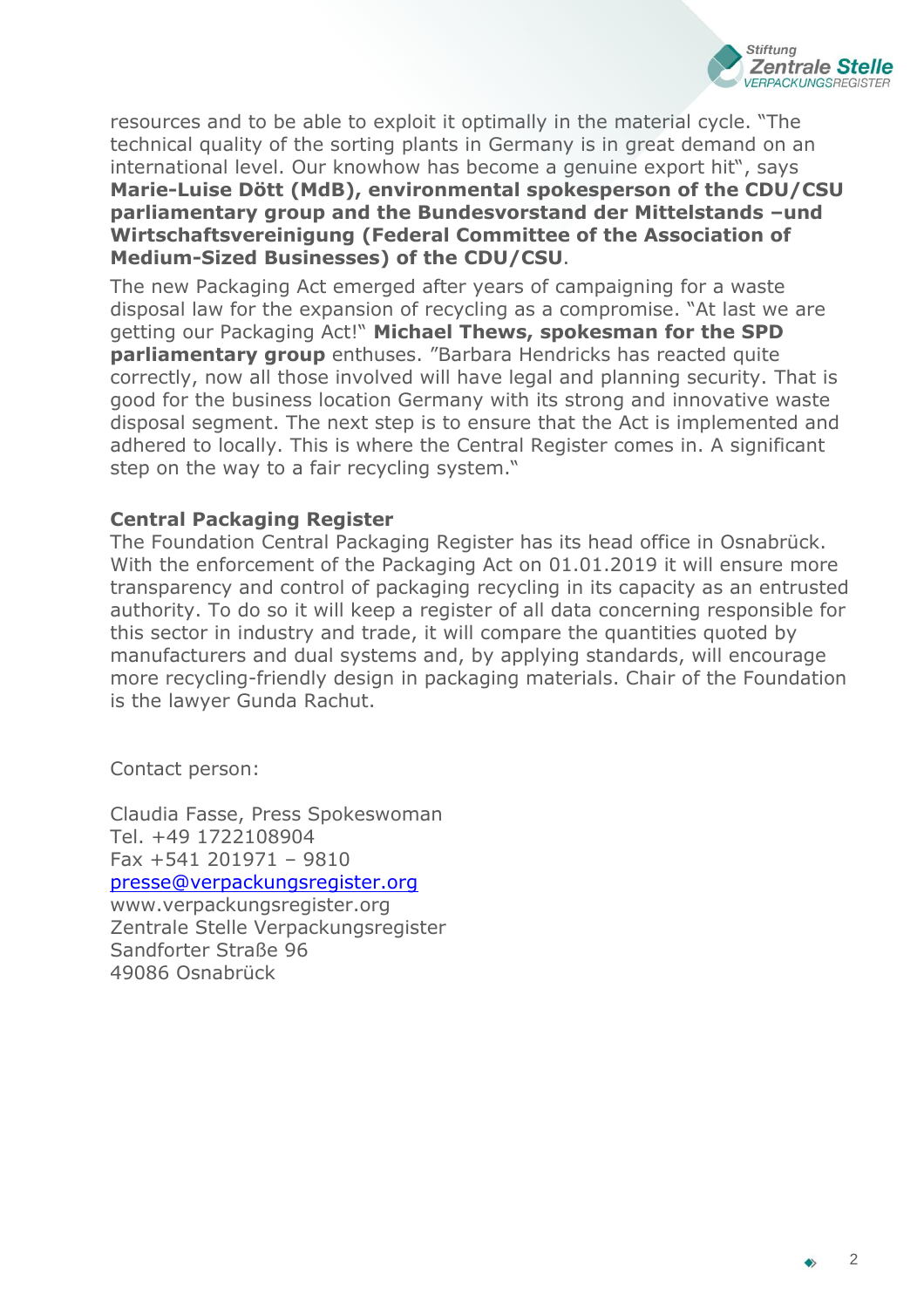resources and to be able to exploit it optimally in the material cycle. "The technical quality of the sorting plants in Germany is in great demand on an international level. Our knowhow has become a genuine export hit", says **Marie-Luise Dött (MdB), environmental spokesperson of the CDU/CSU parliamentary group and the Bundesvorstand der Mittelstands –und Wirtschaftsvereinigung (Federal Committee of the Association of Medium-Sized Businesses) of the CDU/CSU**.

The new Packaging Act emerged after years of campaigning for a waste disposal law for the expansion of recycling as a compromise. "At last we are getting our Packaging Act!" **Michael Thews, spokesman for the SPD parliamentary group** enthuses. "Barbara Hendricks has reacted quite correctly, now all those involved will have legal and planning security. That is good for the business location Germany with its strong and innovative waste disposal segment. The next step is to ensure that the Act is implemented and adhered to locally. This is where the Central Register comes in. A significant step on the way to a fair recycling system."

**Central Packaging Register**

The Foundation Central Packaging Register has its head office in Osnabrück. With the enforcement of the Packaging Act on 01.01.2019 it will ensure more transparency and control of packaging recycling in its capacity as an entrusted authority. To do so it will keep a register of all data concerning responsible for this sector in industry and trade, it will compare the quantities quoted by manufacturers and dual systems and, by applying standards, will encourage more recycling-friendly design in packaging materials. Chair of the Foundation is the lawyer Gunda Rachut.

Contact person:

Claudia Fasse, Press Spokeswoman
Tel. +49 1722108904
Fax +541 201971 – 9810
presse@verpackungsregister.org
www.verpackungsregister.org
Zentrale Stelle Verpackungsregister
Sandforter Straße 96
49086 Osnabrück